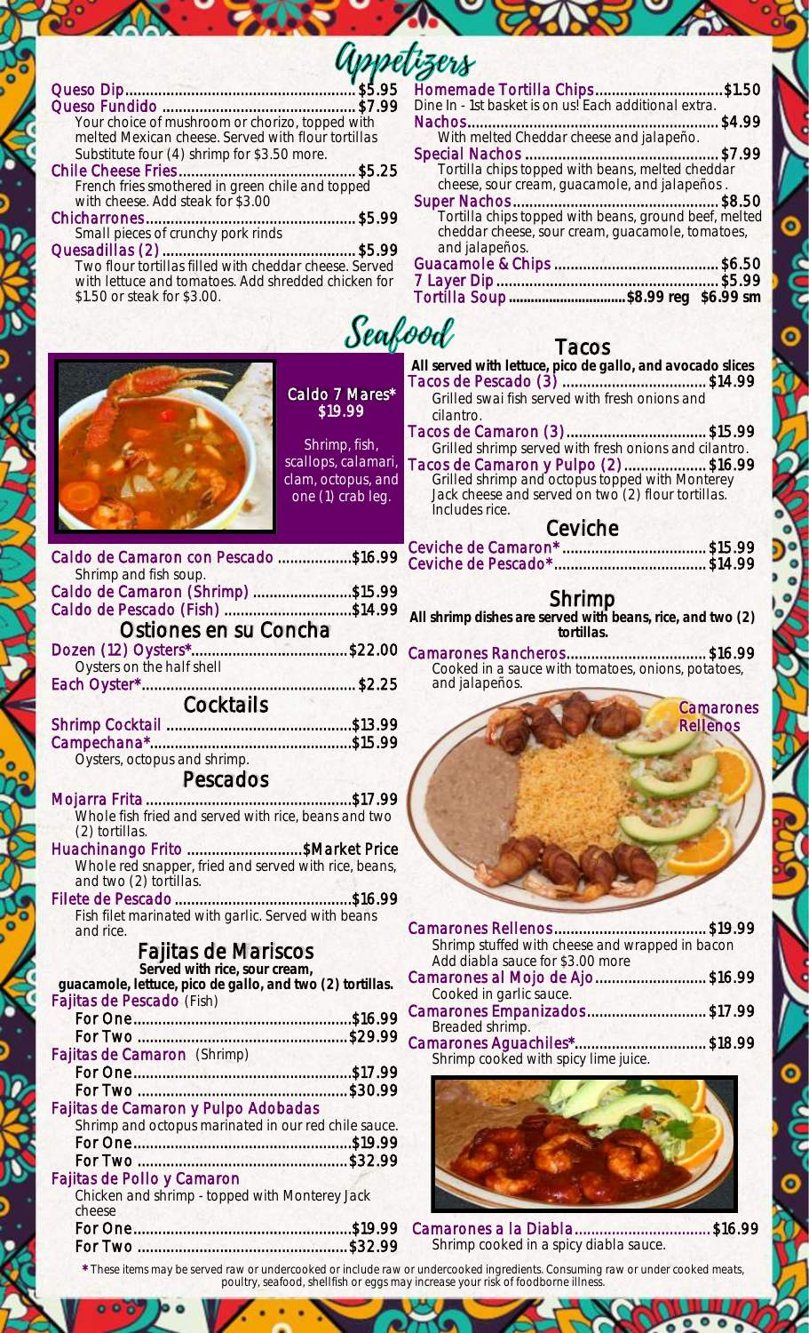# Appetizers

Queso Dip.......$5.95

Queso Fundido.......$7.99
Your choice of mushroom or chorizo, topped with melted Mexican cheese. Served with flour tortillas
Substitute four (4) shrimp for $3.50 more.

Chile Cheese Fries.......$5.25
French fries smothered in green chile and topped with cheese. Add steak for $3.00

Chicharrones.......$5.99
Small pieces of crunchy pork rinds

Quesadillas (2).......$5.99
Two flour tortillas filled with cheddar cheese. Served with lettuce and tomatoes. Add shredded chicken for $1.50 or steak for $3.00.

Homemade Tortilla Chips.......$1.50
Dine In - 1st basket is on us! Each additional extra.

Nachos.......$4.99
With melted Cheddar cheese and jalapeño.

Special Nachos.......$7.99
Tortilla chips topped with beans, melted cheddar cheese, sour cream, guacamole, and jalapeños.

Super Nachos.......$8.50
Tortilla chips topped with beans, ground beef, melted cheddar cheese, sour cream, guacamole, tomatoes, and jalapeños.

Guacamole & Chips.......$6.50

7 Layer Dip.......$5.99

Tortilla Soup.......$8.99 reg $6.99 sm

# Seafood

Caldo 7 Mares* $19.99
Shrimp, fish, scallops, calamari, clam, octopus, and one (1) crab leg.

Caldo de Camaron con Pescado.......$16.99
Shrimp and fish soup.

Caldo de Camaron (Shrimp).......$15.99

Caldo de Pescado (Fish).......$14.99

## Ostiones en su Concha

Dozen (12) Oysters*.......$22.00
Oysters on the half shell

Each Oyster*.......$2.25

## Cocktails

Shrimp Cocktail.......$13.99

Campechana*.......$15.99
Oysters, octopus and shrimp.

## Pescados

Mojarra Frita.......$17.99
Whole fish fried and served with rice, beans and two (2) tortillas.

Huachinango Frito.......$Market Price
Whole red snapper, fried and served with rice, beans, and two (2) tortillas.

Filete de Pescado.......$16.99
Fish filet marinated with garlic. Served with beans and rice.

## Fajitas de Mariscos

**Served with rice, sour cream, guacamole, lettuce, pico de gallo, and two (2) tortillas.**

Fajitas de Pescado (Fish)
- For One.......$16.99
- For Two.......$29.99

Fajitas de Camaron (Shrimp)
- For One.......$17.99
- For Two.......$30.99

Fajitas de Camaron y Pulpo Adobadas
Shrimp and octopus marinated in our red chile sauce.
- For One.......$19.99
- For Two.......$32.99

Fajitas de Pollo y Camaron
Chicken and shrimp - topped with Monterey Jack cheese
- For One.......$19.99
- For Two.......$32.99

## Tacos

**All served with lettuce, pico de gallo, and avocado slices**

Tacos de Pescado (3).......$14.99
Grilled swai fish served with fresh onions and cilantro.

Tacos de Camaron (3).......$15.99
Grilled shrimp served with fresh onions and cilantro.

Tacos de Camaron y Pulpo (2).......$16.99
Grilled shrimp and octopus topped with Monterey Jack cheese and served on two (2) flour tortillas. Includes rice.

## Ceviche

Ceviche de Camaron*.......$15.99

Ceviche de Pescado*.......$14.99

## Shrimp

**All shrimp dishes are served with beans, rice, and two (2) tortillas.**

Camarones Rancheros.......$16.99
Cooked in a sauce with tomatoes, onions, potatoes, and jalapeños.

Camarones Rellenos.......$19.99
Shrimp stuffed with cheese and wrapped in bacon
Add diabla sauce for $3.00 more

Camarones al Mojo de Ajo.......$16.99
Cooked in garlic sauce.

Camarones Empanizados.......$17.99
Breaded shrimp.

Camarones Aguachiles*.......$18.99
Shrimp cooked with spicy lime juice.

Camarones a la Diabla.......$16.99
Shrimp cooked in a spicy diabla sauce.

*These items may be served raw or undercooked or include raw or undercooked ingredients. Consuming raw or under cooked meats, poultry, seafood, shellfish or eggs may increase your risk of foodborne illness.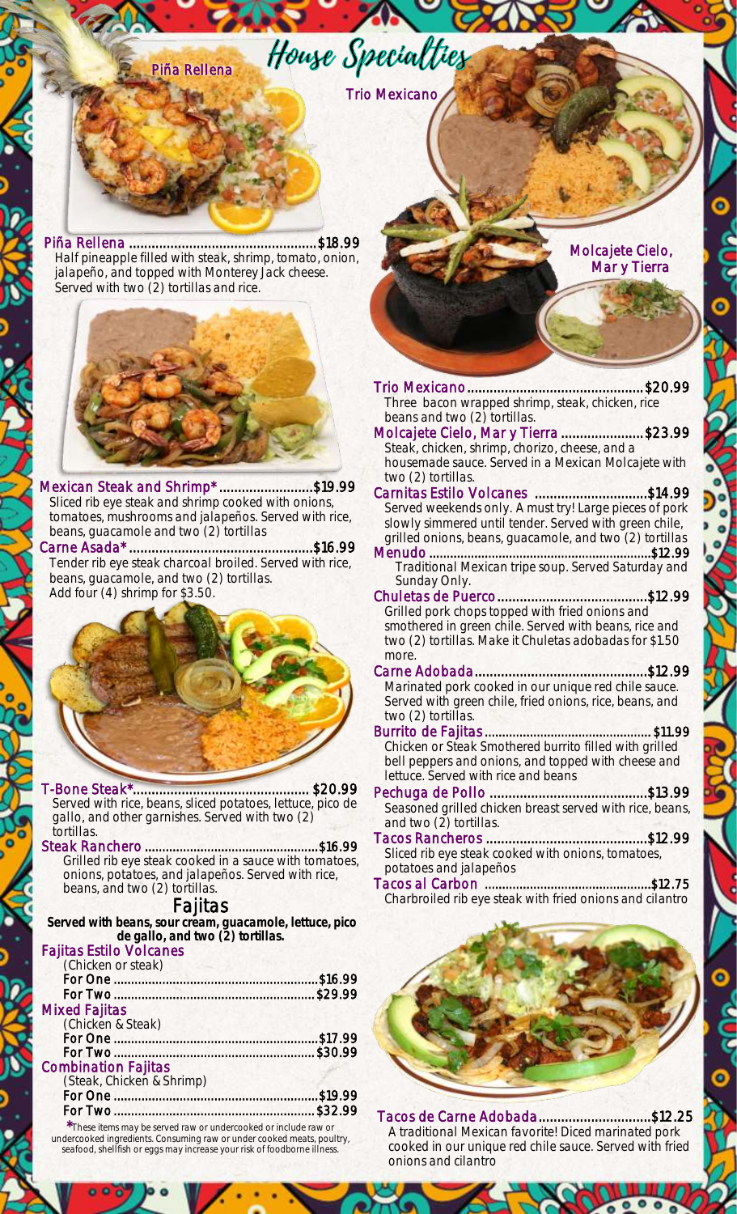# House Specialties

Piña Rellena

Trio Mexicano

Molcajete Cielo, Mar y Tierra

**Piña Rellena** ................................................ $18.99
Half pineapple filled with steak, shrimp, tomato, onion, jalapeño, and topped with Monterey Jack cheese. Served with two (2) tortillas and rice.

**Mexican Steak and Shrimp*** ........................ $19.99
Sliced rib eye steak and shrimp cooked with onions, tomatoes, mushrooms and jalapeños. Served with rice, beans, guacamole and two (2) tortillas

**Carne Asada*** ................................................ $16.99
Tender rib eye steak charcoal broiled. Served with rice, beans, guacamole, and two (2) tortillas.
Add four (4) shrimp for $3.50.

**T-Bone Steak*** ............................................. $20.99
Served with rice, beans, sliced potatoes, lettuce, pico de gallo, and other garnishes. Served with two (2) tortillas.

**Steak Ranchero** ............................................ $16.99
Grilled rib eye steak cooked in a sauce with tomatoes, onions, potatoes, and jalapeños. Served with rice, beans, and two (2) tortillas.

## Fajitas

**Served with beans, sour cream, guacamole, lettuce, pico de gallo, and two (2) tortillas.**

**Fajitas Estilo Volcanes**
(Chicken or steak)
For One ................................................ $16.99
For Two ................................................ $29.99

**Mixed Fajitas**
(Chicken & Steak)
For One ................................................ $17.99
For Two ................................................ $30.99

**Combination Fajitas**
(Steak, Chicken & Shrimp)
For One ................................................ $19.99
For Two ................................................ $32.99

*These items may be served raw or undercooked or include raw or undercooked ingredients. Consuming raw or under cooked meats, poultry, seafood, shellfish or eggs may increase your risk of foodborne illness.

**Trio Mexicano** ............................................ $20.99
Three bacon wrapped shrimp, steak, chicken, rice beans and two (2) tortillas.

**Molcajete Cielo, Mar y Tierra** .................... $23.99
Steak, chicken, shrimp, chorizo, cheese, and a housemade sauce. Served in a Mexican Molcajete with two (2) tortillas.

**Carnitas Estilo Volcanes** ........................... $14.99
Served weekends only. A must try! Large pieces of pork slowly simmered until tender. Served with green chile, grilled onions, beans, guacamole, and two (2) tortillas

**Menudo** ........................................................ $12.99
Traditional Mexican tripe soup. Served Saturday and Sunday Only.

**Chuletas de Puerco** ..................................... $12.99
Grilled pork chops topped with fried onions and smothered in green chile. Served with beans, rice and two (2) tortillas. Make it Chuletas adobadas for $1.50 more.

**Carne Adobada** ............................................ $12.99
Marinated pork cooked in our unique red chile sauce. Served with green chile, fried onions, rice, beans, and two (2) tortillas.

**Burrito de Fajitas** ....................................... $11.99
Chicken or Steak Smothered burrito filled with grilled bell peppers and onions, and topped with cheese and lettuce. Served with rice and beans

**Pechuga de Pollo** ........................................ $13.99
Seasoned grilled chicken breast served with rice, beans, and two (2) tortillas.

**Tacos Rancheros** ......................................... $12.99
Sliced rib eye steak cooked with onions, tomatoes, potatoes and jalapeños

**Tacos al Carbon** .......................................... $12.75
Charbroiled rib eye steak with fried onions and cilantro

**Tacos de Carne Adobada** ............................ $12.25
A traditional Mexican favorite! Diced marinated pork cooked in our unique red chile sauce. Served with fried onions and cilantro